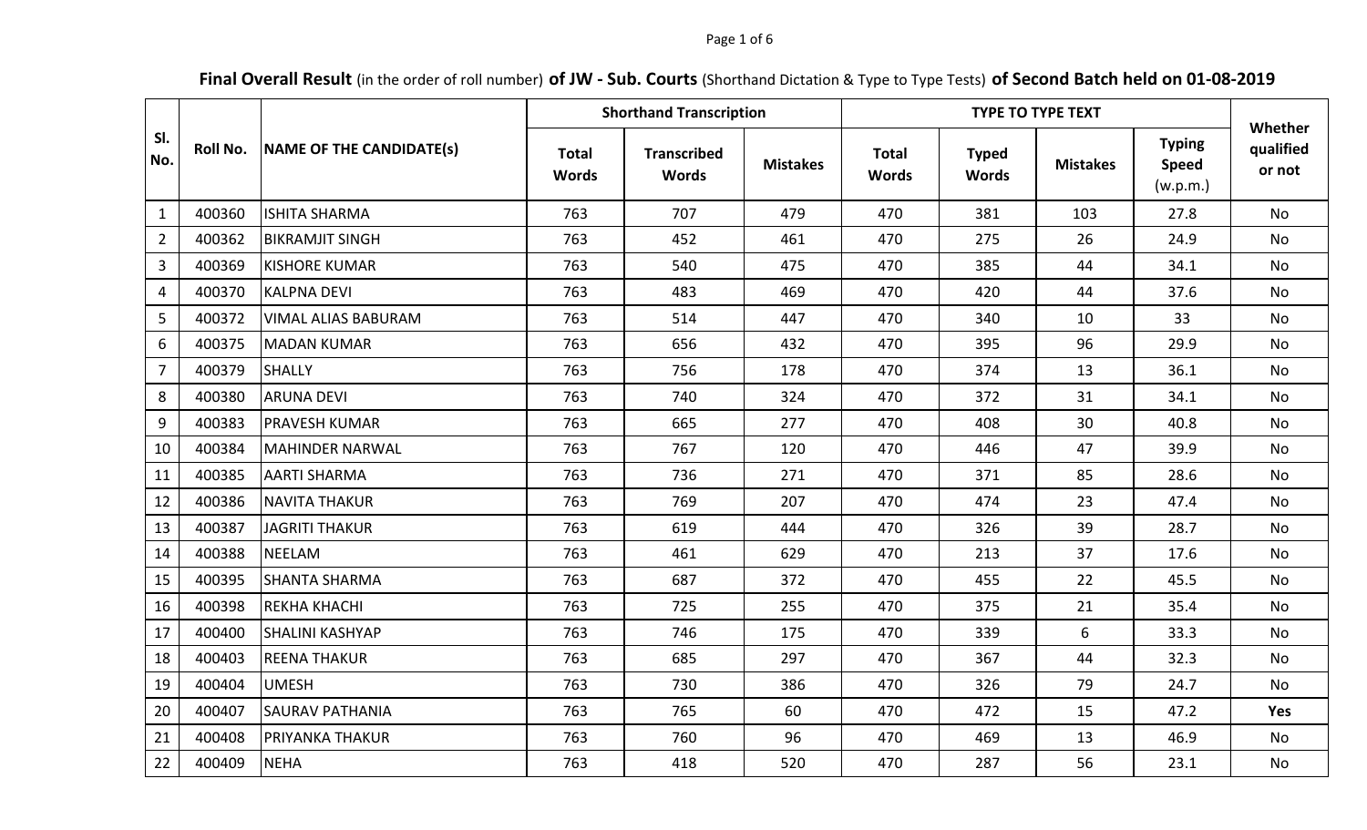**Final Overall Result** (in the order of roll number) **of JW - Sub. Courts** (Shorthand Dictation & Type to Type Tests) **of Second Batch held on 01-08-2019**

| Sl. No. | Roll No. | NAME OF THE CANDIDATE(s) | Shorthand Transcription | | | TYPE TO TYPE TEXT | | | | Whether qualified or not |
|---|---|---|---|---|---|---|---|---|---|---|
| | | | Total Words | Transcribed Words | Mistakes | Total Words | Typed Words | Mistakes | Typing Speed (w.p.m.) | |
| 1 | 400360 | ISHITA SHARMA | 763 | 707 | 479 | 470 | 381 | 103 | 27.8 | No |
| 2 | 400362 | BIKRAMJIT SINGH | 763 | 452 | 461 | 470 | 275 | 26 | 24.9 | No |
| 3 | 400369 | KISHORE KUMAR | 763 | 540 | 475 | 470 | 385 | 44 | 34.1 | No |
| 4 | 400370 | KALPNA DEVI | 763 | 483 | 469 | 470 | 420 | 44 | 37.6 | No |
| 5 | 400372 | VIMAL ALIAS BABURAM | 763 | 514 | 447 | 470 | 340 | 10 | 33 | No |
| 6 | 400375 | MADAN KUMAR | 763 | 656 | 432 | 470 | 395 | 96 | 29.9 | No |
| 7 | 400379 | SHALLY | 763 | 756 | 178 | 470 | 374 | 13 | 36.1 | No |
| 8 | 400380 | ARUNA DEVI | 763 | 740 | 324 | 470 | 372 | 31 | 34.1 | No |
| 9 | 400383 | PRAVESH KUMAR | 763 | 665 | 277 | 470 | 408 | 30 | 40.8 | No |
| 10 | 400384 | MAHINDER NARWAL | 763 | 767 | 120 | 470 | 446 | 47 | 39.9 | No |
| 11 | 400385 | AARTI SHARMA | 763 | 736 | 271 | 470 | 371 | 85 | 28.6 | No |
| 12 | 400386 | NAVITA THAKUR | 763 | 769 | 207 | 470 | 474 | 23 | 47.4 | No |
| 13 | 400387 | JAGRITI THAKUR | 763 | 619 | 444 | 470 | 326 | 39 | 28.7 | No |
| 14 | 400388 | NEELAM | 763 | 461 | 629 | 470 | 213 | 37 | 17.6 | No |
| 15 | 400395 | SHANTA SHARMA | 763 | 687 | 372 | 470 | 455 | 22 | 45.5 | No |
| 16 | 400398 | REKHA KHACHI | 763 | 725 | 255 | 470 | 375 | 21 | 35.4 | No |
| 17 | 400400 | SHALINI KASHYAP | 763 | 746 | 175 | 470 | 339 | 6 | 33.3 | No |
| 18 | 400403 | REENA THAKUR | 763 | 685 | 297 | 470 | 367 | 44 | 32.3 | No |
| 19 | 400404 | UMESH | 763 | 730 | 386 | 470 | 326 | 79 | 24.7 | No |
| 20 | 400407 | SAURAV PATHANIA | 763 | 765 | 60 | 470 | 472 | 15 | 47.2 | **Yes** |
| 21 | 400408 | PRIYANKA THAKUR | 763 | 760 | 96 | 470 | 469 | 13 | 46.9 | No |
| 22 | 400409 | NEHA | 763 | 418 | 520 | 470 | 287 | 56 | 23.1 | No |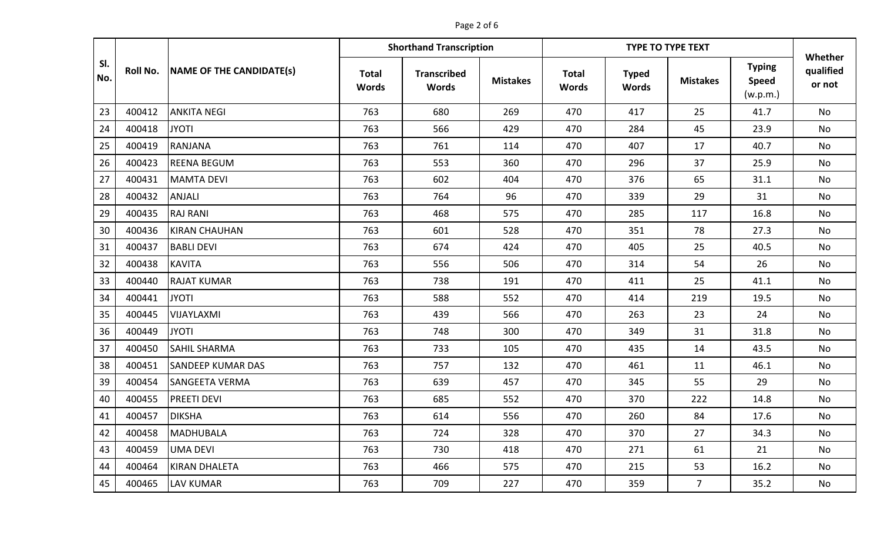| Sl. No. | Roll No. | NAME OF THE CANDIDATE(s) | Shorthand Transcription | | | TYPE TO TYPE TEXT | | | | Whether qualified or not |
|---|---|---|---|---|---|---|---|---|---|---|
| | | | Total Words | Transcribed Words | Mistakes | Total Words | Typed Words | Mistakes | Typing Speed (w.p.m.) | |
| 23 | 400412 | ANKITA NEGI | 763 | 680 | 269 | 470 | 417 | 25 | 41.7 | No |
| 24 | 400418 | JYOTI | 763 | 566 | 429 | 470 | 284 | 45 | 23.9 | No |
| 25 | 400419 | RANJANA | 763 | 761 | 114 | 470 | 407 | 17 | 40.7 | No |
| 26 | 400423 | REENA BEGUM | 763 | 553 | 360 | 470 | 296 | 37 | 25.9 | No |
| 27 | 400431 | MAMTA DEVI | 763 | 602 | 404 | 470 | 376 | 65 | 31.1 | No |
| 28 | 400432 | ANJALI | 763 | 764 | 96 | 470 | 339 | 29 | 31 | No |
| 29 | 400435 | RAJ RANI | 763 | 468 | 575 | 470 | 285 | 117 | 16.8 | No |
| 30 | 400436 | KIRAN CHAUHAN | 763 | 601 | 528 | 470 | 351 | 78 | 27.3 | No |
| 31 | 400437 | BABLI DEVI | 763 | 674 | 424 | 470 | 405 | 25 | 40.5 | No |
| 32 | 400438 | KAVITA | 763 | 556 | 506 | 470 | 314 | 54 | 26 | No |
| 33 | 400440 | RAJAT KUMAR | 763 | 738 | 191 | 470 | 411 | 25 | 41.1 | No |
| 34 | 400441 | JYOTI | 763 | 588 | 552 | 470 | 414 | 219 | 19.5 | No |
| 35 | 400445 | VIJAYLAXMI | 763 | 439 | 566 | 470 | 263 | 23 | 24 | No |
| 36 | 400449 | JYOTI | 763 | 748 | 300 | 470 | 349 | 31 | 31.8 | No |
| 37 | 400450 | SAHIL SHARMA | 763 | 733 | 105 | 470 | 435 | 14 | 43.5 | No |
| 38 | 400451 | SANDEEP KUMAR DAS | 763 | 757 | 132 | 470 | 461 | 11 | 46.1 | No |
| 39 | 400454 | SANGEETA VERMA | 763 | 639 | 457 | 470 | 345 | 55 | 29 | No |
| 40 | 400455 | PREETI DEVI | 763 | 685 | 552 | 470 | 370 | 222 | 14.8 | No |
| 41 | 400457 | DIKSHA | 763 | 614 | 556 | 470 | 260 | 84 | 17.6 | No |
| 42 | 400458 | MADHUBALA | 763 | 724 | 328 | 470 | 370 | 27 | 34.3 | No |
| 43 | 400459 | UMA DEVI | 763 | 730 | 418 | 470 | 271 | 61 | 21 | No |
| 44 | 400464 | KIRAN DHALETA | 763 | 466 | 575 | 470 | 215 | 53 | 16.2 | No |
| 45 | 400465 | LAV KUMAR | 763 | 709 | 227 | 470 | 359 | 7 | 35.2 | No |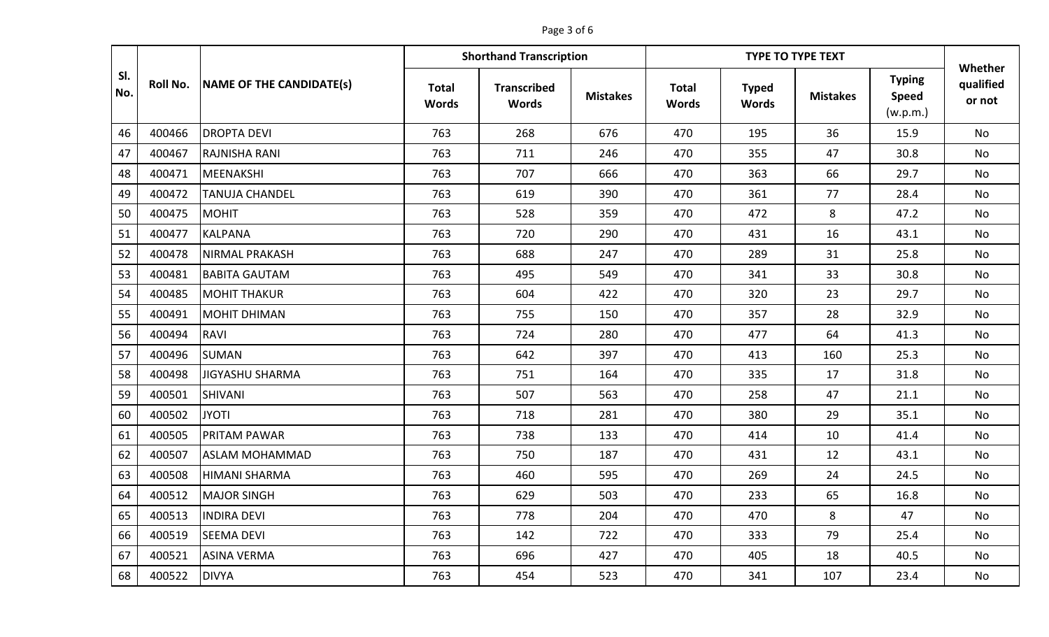| Sl. No. | Roll No. | NAME OF THE CANDIDATE(s) | Shorthand Transcription | | | TYPE TO TYPE TEXT | | | | Whether qualified or not |
|---|---|---|---|---|---|---|---|---|---|---|
| | | | Total Words | Transcribed Words | Mistakes | Total Words | Typed Words | Mistakes | Typing Speed (w.p.m.) | |
| 46 | 400466 | DROPTA DEVI | 763 | 268 | 676 | 470 | 195 | 36 | 15.9 | No |
| 47 | 400467 | RAJNISHA RANI | 763 | 711 | 246 | 470 | 355 | 47 | 30.8 | No |
| 48 | 400471 | MEENAKSHI | 763 | 707 | 666 | 470 | 363 | 66 | 29.7 | No |
| 49 | 400472 | TANUJA CHANDEL | 763 | 619 | 390 | 470 | 361 | 77 | 28.4 | No |
| 50 | 400475 | MOHIT | 763 | 528 | 359 | 470 | 472 | 8 | 47.2 | No |
| 51 | 400477 | KALPANA | 763 | 720 | 290 | 470 | 431 | 16 | 43.1 | No |
| 52 | 400478 | NIRMAL PRAKASH | 763 | 688 | 247 | 470 | 289 | 31 | 25.8 | No |
| 53 | 400481 | BABITA GAUTAM | 763 | 495 | 549 | 470 | 341 | 33 | 30.8 | No |
| 54 | 400485 | MOHIT THAKUR | 763 | 604 | 422 | 470 | 320 | 23 | 29.7 | No |
| 55 | 400491 | MOHIT DHIMAN | 763 | 755 | 150 | 470 | 357 | 28 | 32.9 | No |
| 56 | 400494 | RAVI | 763 | 724 | 280 | 470 | 477 | 64 | 41.3 | No |
| 57 | 400496 | SUMAN | 763 | 642 | 397 | 470 | 413 | 160 | 25.3 | No |
| 58 | 400498 | JIGYASHU SHARMA | 763 | 751 | 164 | 470 | 335 | 17 | 31.8 | No |
| 59 | 400501 | SHIVANI | 763 | 507 | 563 | 470 | 258 | 47 | 21.1 | No |
| 60 | 400502 | JYOTI | 763 | 718 | 281 | 470 | 380 | 29 | 35.1 | No |
| 61 | 400505 | PRITAM PAWAR | 763 | 738 | 133 | 470 | 414 | 10 | 41.4 | No |
| 62 | 400507 | ASLAM MOHAMMAD | 763 | 750 | 187 | 470 | 431 | 12 | 43.1 | No |
| 63 | 400508 | HIMANI SHARMA | 763 | 460 | 595 | 470 | 269 | 24 | 24.5 | No |
| 64 | 400512 | MAJOR SINGH | 763 | 629 | 503 | 470 | 233 | 65 | 16.8 | No |
| 65 | 400513 | INDIRA DEVI | 763 | 778 | 204 | 470 | 470 | 8 | 47 | No |
| 66 | 400519 | SEEMA DEVI | 763 | 142 | 722 | 470 | 333 | 79 | 25.4 | No |
| 67 | 400521 | ASINA VERMA | 763 | 696 | 427 | 470 | 405 | 18 | 40.5 | No |
| 68 | 400522 | DIVYA | 763 | 454 | 523 | 470 | 341 | 107 | 23.4 | No |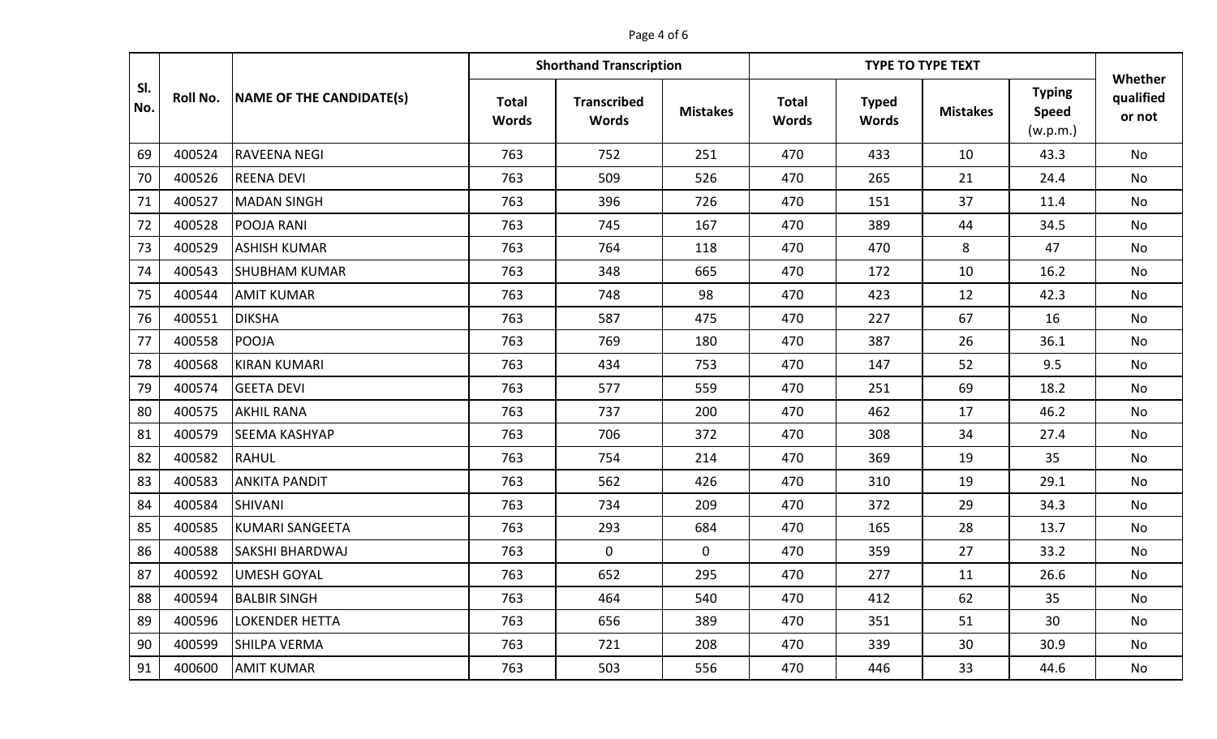| Sl. No. | Roll No. | NAME OF THE CANDIDATE(s) | Shorthand Transcription | | | TYPE TO TYPE TEXT | | | | Whether qualified or not |
|---|---|---|---|---|---|---|---|---|---|---|
| | | | Total Words | Transcribed Words | Mistakes | Total Words | Typed Words | Mistakes | Typing Speed (w.p.m.) | |
| 69 | 400524 | RAVEENA NEGI | 763 | 752 | 251 | 470 | 433 | 10 | 43.3 | No |
| 70 | 400526 | REENA DEVI | 763 | 509 | 526 | 470 | 265 | 21 | 24.4 | No |
| 71 | 400527 | MADAN SINGH | 763 | 396 | 726 | 470 | 151 | 37 | 11.4 | No |
| 72 | 400528 | POOJA RANI | 763 | 745 | 167 | 470 | 389 | 44 | 34.5 | No |
| 73 | 400529 | ASHISH KUMAR | 763 | 764 | 118 | 470 | 470 | 8 | 47 | No |
| 74 | 400543 | SHUBHAM KUMAR | 763 | 348 | 665 | 470 | 172 | 10 | 16.2 | No |
| 75 | 400544 | AMIT KUMAR | 763 | 748 | 98 | 470 | 423 | 12 | 42.3 | No |
| 76 | 400551 | DIKSHA | 763 | 587 | 475 | 470 | 227 | 67 | 16 | No |
| 77 | 400558 | POOJA | 763 | 769 | 180 | 470 | 387 | 26 | 36.1 | No |
| 78 | 400568 | KIRAN KUMARI | 763 | 434 | 753 | 470 | 147 | 52 | 9.5 | No |
| 79 | 400574 | GEETA DEVI | 763 | 577 | 559 | 470 | 251 | 69 | 18.2 | No |
| 80 | 400575 | AKHIL RANA | 763 | 737 | 200 | 470 | 462 | 17 | 46.2 | No |
| 81 | 400579 | SEEMA KASHYAP | 763 | 706 | 372 | 470 | 308 | 34 | 27.4 | No |
| 82 | 400582 | RAHUL | 763 | 754 | 214 | 470 | 369 | 19 | 35 | No |
| 83 | 400583 | ANKITA PANDIT | 763 | 562 | 426 | 470 | 310 | 19 | 29.1 | No |
| 84 | 400584 | SHIVANI | 763 | 734 | 209 | 470 | 372 | 29 | 34.3 | No |
| 85 | 400585 | KUMARI SANGEETA | 763 | 293 | 684 | 470 | 165 | 28 | 13.7 | No |
| 86 | 400588 | SAKSHI BHARDWAJ | 763 | 0 | 0 | 470 | 359 | 27 | 33.2 | No |
| 87 | 400592 | UMESH GOYAL | 763 | 652 | 295 | 470 | 277 | 11 | 26.6 | No |
| 88 | 400594 | BALBIR SINGH | 763 | 464 | 540 | 470 | 412 | 62 | 35 | No |
| 89 | 400596 | LOKENDER HETTA | 763 | 656 | 389 | 470 | 351 | 51 | 30 | No |
| 90 | 400599 | SHILPA VERMA | 763 | 721 | 208 | 470 | 339 | 30 | 30.9 | No |
| 91 | 400600 | AMIT KUMAR | 763 | 503 | 556 | 470 | 446 | 33 | 44.6 | No |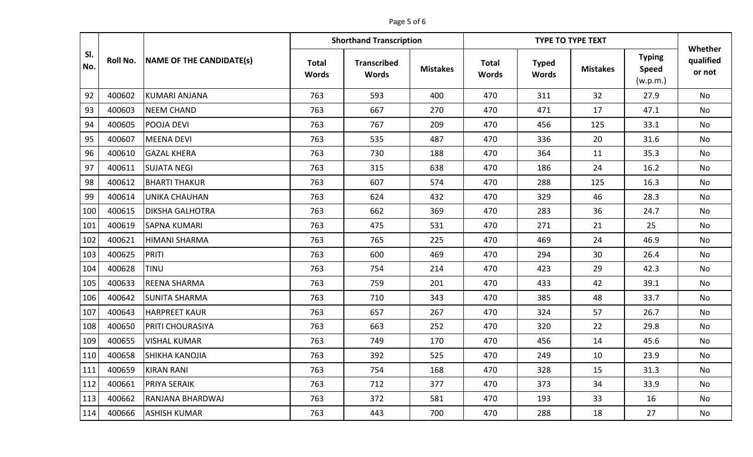| Sl. No. | Roll No. | NAME OF THE CANDIDATE(s) | Shorthand Transcription | | | TYPE TO TYPE TEXT | | | | Whether qualified or not |
|---|---|---|---|---|---|---|---|---|---|---|
| | | | Total Words | Transcribed Words | Mistakes | Total Words | Typed Words | Mistakes | Typing Speed (w.p.m.) | |
| 92 | 400602 | KUMARI ANJANA | 763 | 593 | 400 | 470 | 311 | 32 | 27.9 | No |
| 93 | 400603 | NEEM CHAND | 763 | 667 | 270 | 470 | 471 | 17 | 47.1 | No |
| 94 | 400605 | POOJA DEVI | 763 | 767 | 209 | 470 | 456 | 125 | 33.1 | No |
| 95 | 400607 | MEENA DEVI | 763 | 535 | 487 | 470 | 336 | 20 | 31.6 | No |
| 96 | 400610 | GAZAL KHERA | 763 | 730 | 188 | 470 | 364 | 11 | 35.3 | No |
| 97 | 400611 | SUJATA NEGI | 763 | 315 | 638 | 470 | 186 | 24 | 16.2 | No |
| 98 | 400612 | BHARTI THAKUR | 763 | 607 | 574 | 470 | 288 | 125 | 16.3 | No |
| 99 | 400614 | UNIKA CHAUHAN | 763 | 624 | 432 | 470 | 329 | 46 | 28.3 | No |
| 100 | 400615 | DIKSHA GALHOTRA | 763 | 662 | 369 | 470 | 283 | 36 | 24.7 | No |
| 101 | 400619 | SAPNA KUMARI | 763 | 475 | 531 | 470 | 271 | 21 | 25 | No |
| 102 | 400621 | HIMANI SHARMA | 763 | 765 | 225 | 470 | 469 | 24 | 46.9 | No |
| 103 | 400625 | PRITI | 763 | 600 | 469 | 470 | 294 | 30 | 26.4 | No |
| 104 | 400628 | TINU | 763 | 754 | 214 | 470 | 423 | 29 | 42.3 | No |
| 105 | 400633 | REENA SHARMA | 763 | 759 | 201 | 470 | 433 | 42 | 39.1 | No |
| 106 | 400642 | SUNITA SHARMA | 763 | 710 | 343 | 470 | 385 | 48 | 33.7 | No |
| 107 | 400643 | HARPREET KAUR | 763 | 657 | 267 | 470 | 324 | 57 | 26.7 | No |
| 108 | 400650 | PRITI CHOURASIYA | 763 | 663 | 252 | 470 | 320 | 22 | 29.8 | No |
| 109 | 400655 | VISHAL KUMAR | 763 | 749 | 170 | 470 | 456 | 14 | 45.6 | No |
| 110 | 400658 | SHIKHA KANOJIA | 763 | 392 | 525 | 470 | 249 | 10 | 23.9 | No |
| 111 | 400659 | KIRAN RANI | 763 | 754 | 168 | 470 | 328 | 15 | 31.3 | No |
| 112 | 400661 | PRIYA SERAIK | 763 | 712 | 377 | 470 | 373 | 34 | 33.9 | No |
| 113 | 400662 | RANJANA BHARDWAJ | 763 | 372 | 581 | 470 | 193 | 33 | 16 | No |
| 114 | 400666 | ASHISH KUMAR | 763 | 443 | 700 | 470 | 288 | 18 | 27 | No |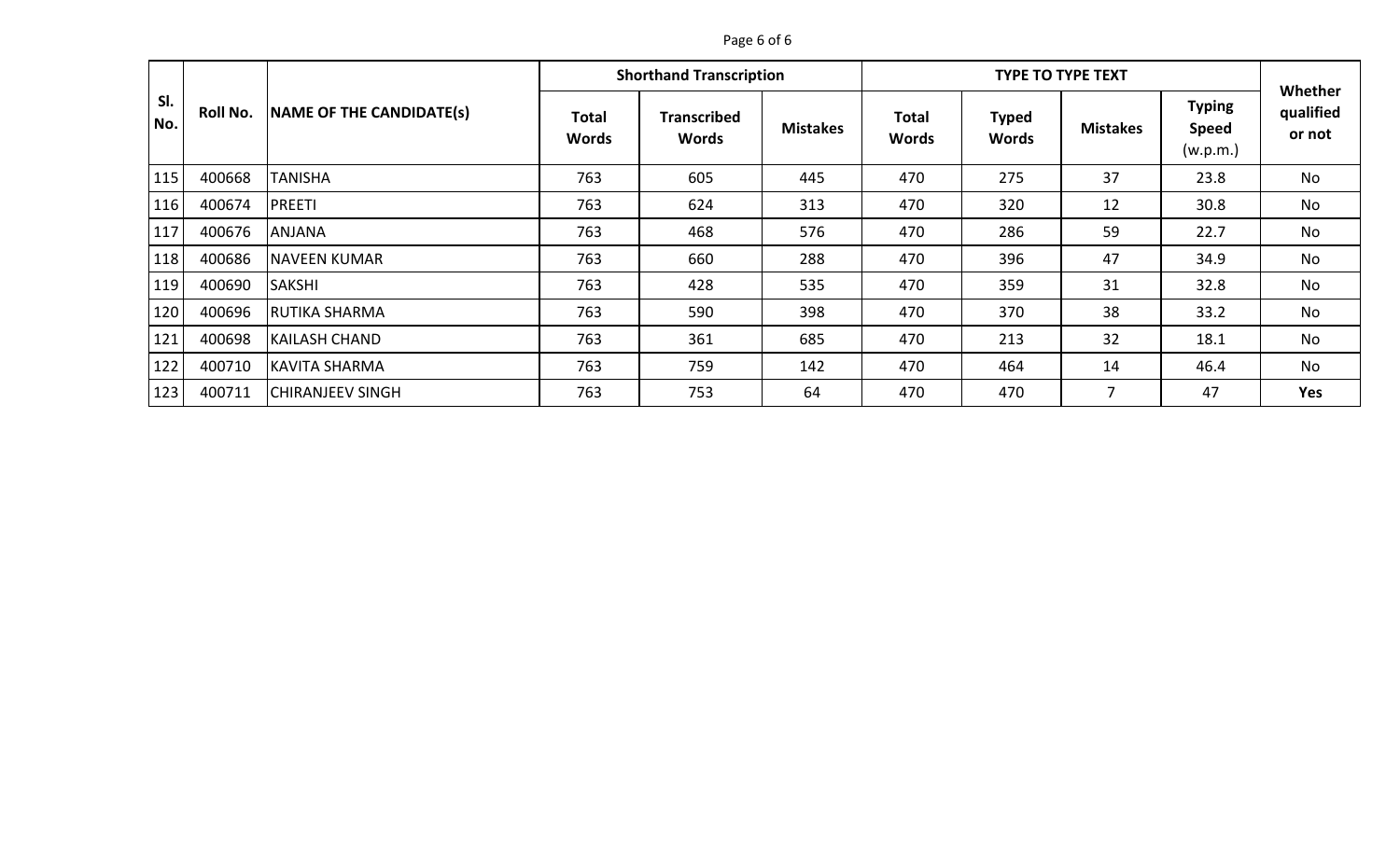| Sl. No. | Roll No. | NAME OF THE CANDIDATE(s) | Shorthand Transcription | | | TYPE TO TYPE TEXT | | | | Whether qualified or not |
|---|---|---|---|---|---|---|---|---|---|---|
| | | | Total Words | Transcribed Words | Mistakes | Total Words | Typed Words | Mistakes | Typing Speed (w.p.m.) | |
| 115 | 400668 | TANISHA | 763 | 605 | 445 | 470 | 275 | 37 | 23.8 | No |
| 116 | 400674 | PREETI | 763 | 624 | 313 | 470 | 320 | 12 | 30.8 | No |
| 117 | 400676 | ANJANA | 763 | 468 | 576 | 470 | 286 | 59 | 22.7 | No |
| 118 | 400686 | NAVEEN KUMAR | 763 | 660 | 288 | 470 | 396 | 47 | 34.9 | No |
| 119 | 400690 | SAKSHI | 763 | 428 | 535 | 470 | 359 | 31 | 32.8 | No |
| 120 | 400696 | RUTIKA SHARMA | 763 | 590 | 398 | 470 | 370 | 38 | 33.2 | No |
| 121 | 400698 | KAILASH CHAND | 763 | 361 | 685 | 470 | 213 | 32 | 18.1 | No |
| 122 | 400710 | KAVITA SHARMA | 763 | 759 | 142 | 470 | 464 | 14 | 46.4 | No |
| 123 | 400711 | CHIRANJEEV SINGH | 763 | 753 | 64 | 470 | 470 | 7 | 47 | **Yes** |